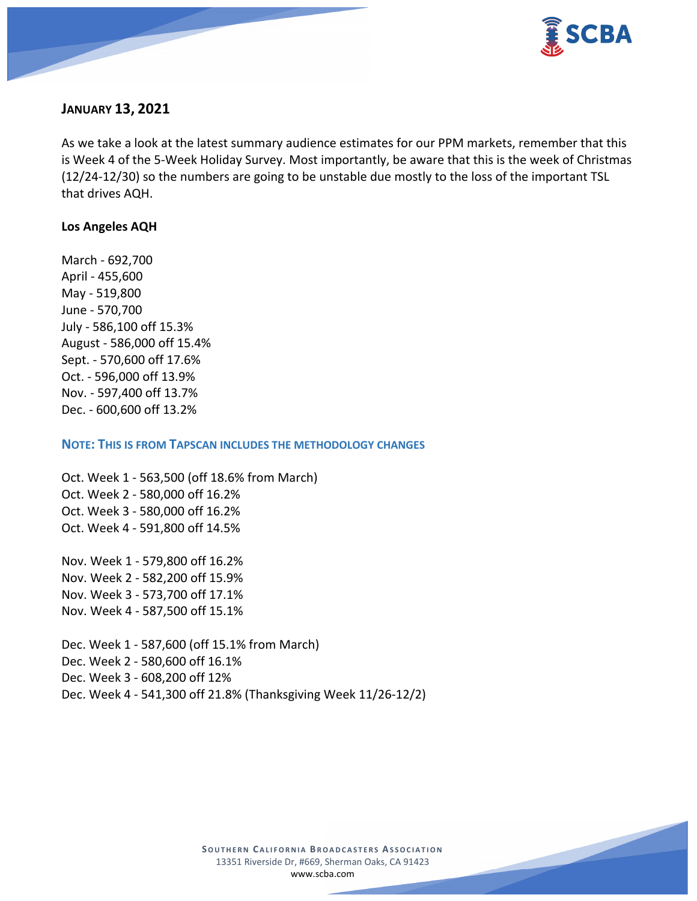## JANUARY 13, 2021

As we take a look at the latest summary audience estimates for our PPM markets, remember that this is Week 4 of the 5-Week Holiday Survey. Most importantly, be aware that this is the week of Christmas (12/24-12/30) so the numbers are going to be unstable due mostly to the loss of the important TSL that drives AQH.

**Los Angeles AQH**

March - 692,700
April - 455,600
May - 519,800
June - 570,700
July - 586,100 off 15.3%
August - 586,000 off 15.4%
Sept. - 570,600 off 17.6%
Oct. - 596,000 off 13.9%
Nov. - 597,400 off 13.7%
Dec. - 600,600 off 13.2%

**NOTE: THIS IS FROM TAPSCAN INCLUDES THE METHODOLOGY CHANGES**

Oct. Week 1 - 563,500 (off 18.6% from March)
Oct. Week 2 - 580,000 off 16.2%
Oct. Week 3 - 580,000 off 16.2%
Oct. Week 4 - 591,800 off 14.5%

Nov. Week 1 - 579,800 off 16.2%
Nov. Week 2 - 582,200 off 15.9%
Nov. Week 3 - 573,700 off 17.1%
Nov. Week 4 - 587,500 off 15.1%

Dec. Week 1 - 587,600 (off 15.1% from March)
Dec. Week 2 - 580,600 off 16.1%
Dec. Week 3 - 608,200 off 12%
Dec. Week 4 - 541,300 off 21.8% (Thanksgiving Week 11/26-12/2)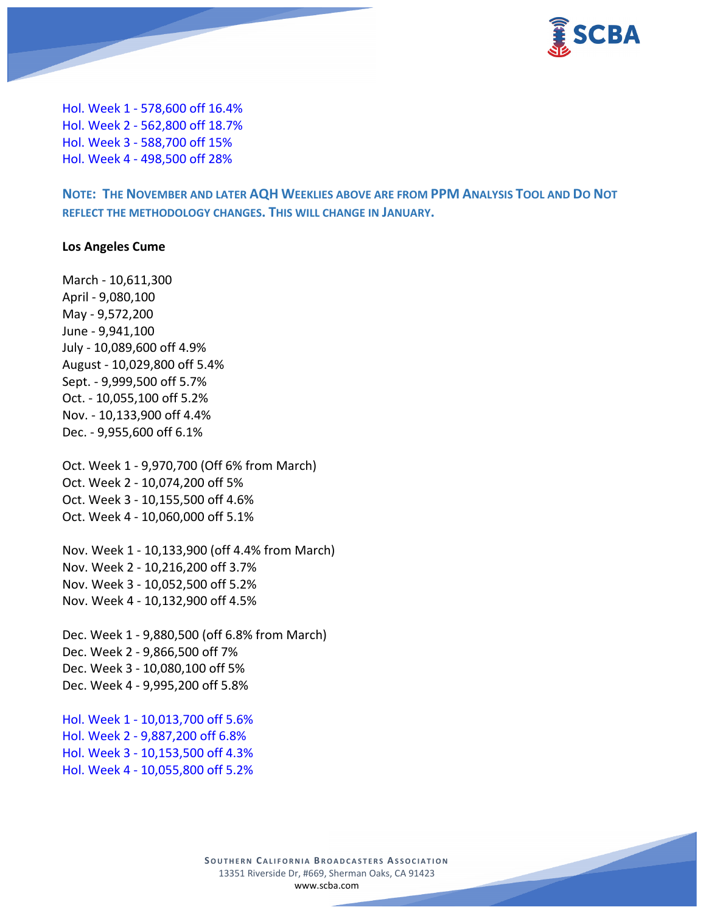Hol. Week 1 - 578,600 off 16.4%
Hol. Week 2 - 562,800 off 18.7%
Hol. Week 3 - 588,700 off 15%
Hol. Week 4 - 498,500 off 28%

**NOTE: THE NOVEMBER AND LATER AQH WEEKLIES ABOVE ARE FROM PPM ANALYSIS TOOL AND DO NOT REFLECT THE METHODOLOGY CHANGES. THIS WILL CHANGE IN JANUARY.**

**Los Angeles Cume**

March - 10,611,300
April - 9,080,100
May - 9,572,200
June - 9,941,100
July - 10,089,600 off 4.9%
August - 10,029,800 off 5.4%
Sept. - 9,999,500 off 5.7%
Oct. - 10,055,100 off 5.2%
Nov. - 10,133,900 off 4.4%
Dec. - 9,955,600 off 6.1%

Oct. Week 1 - 9,970,700 (Off 6% from March)
Oct. Week 2 - 10,074,200 off 5%
Oct. Week 3 - 10,155,500 off 4.6%
Oct. Week 4 - 10,060,000 off 5.1%

Nov. Week 1 - 10,133,900 (off 4.4% from March)
Nov. Week 2 - 10,216,200 off 3.7%
Nov. Week 3 - 10,052,500 off 5.2%
Nov. Week 4 - 10,132,900 off 4.5%

Dec. Week 1 - 9,880,500 (off 6.8% from March)
Dec. Week 2 - 9,866,500 off 7%
Dec. Week 3 - 10,080,100 off 5%
Dec. Week 4 - 9,995,200 off 5.8%

Hol. Week 1 - 10,013,700 off 5.6%
Hol. Week 2 - 9,887,200 off 6.8%
Hol. Week 3 - 10,153,500 off 4.3%
Hol. Week 4 - 10,055,800 off 5.2%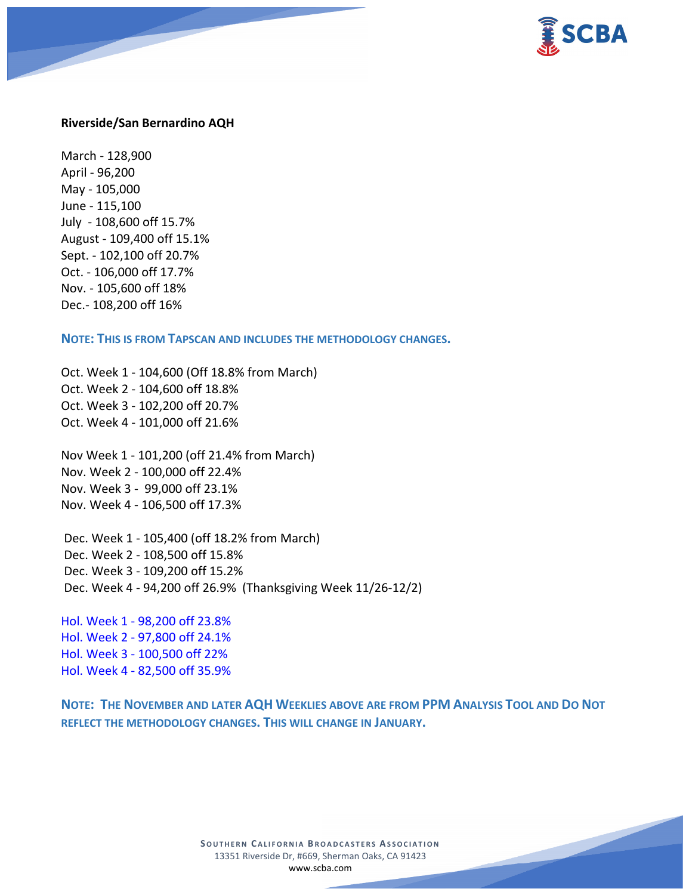**Riverside/San Bernardino AQH**

March - 128,900
April - 96,200
May - 105,000
June - 115,100
July - 108,600 off 15.7%
August - 109,400 off 15.1%
Sept. - 102,100 off 20.7%
Oct. - 106,000 off 17.7%
Nov. - 105,600 off 18%
Dec.- 108,200 off 16%

**NOTE: THIS IS FROM TAPSCAN AND INCLUDES THE METHODOLOGY CHANGES.**

Oct. Week 1 - 104,600 (Off 18.8% from March)
Oct. Week 2 - 104,600 off 18.8%
Oct. Week 3 - 102,200 off 20.7%
Oct. Week 4 - 101,000 off 21.6%

Nov Week 1 - 101,200 (off 21.4% from March)
Nov. Week 2 - 100,000 off 22.4%
Nov. Week 3 - 99,000 off 23.1%
Nov. Week 4 - 106,500 off 17.3%

Dec. Week 1 - 105,400 (off 18.2% from March)
Dec. Week 2 - 108,500 off 15.8%
Dec. Week 3 - 109,200 off 15.2%
Dec. Week 4 - 94,200 off 26.9% (Thanksgiving Week 11/26-12/2)

Hol. Week 1 - 98,200 off 23.8%
Hol. Week 2 - 97,800 off 24.1%
Hol. Week 3 - 100,500 off 22%
Hol. Week 4 - 82,500 off 35.9%

**NOTE: THE NOVEMBER AND LATER AQH WEEKLIES ABOVE ARE FROM PPM ANALYSIS TOOL AND DO NOT REFLECT THE METHODOLOGY CHANGES. THIS WILL CHANGE IN JANUARY.**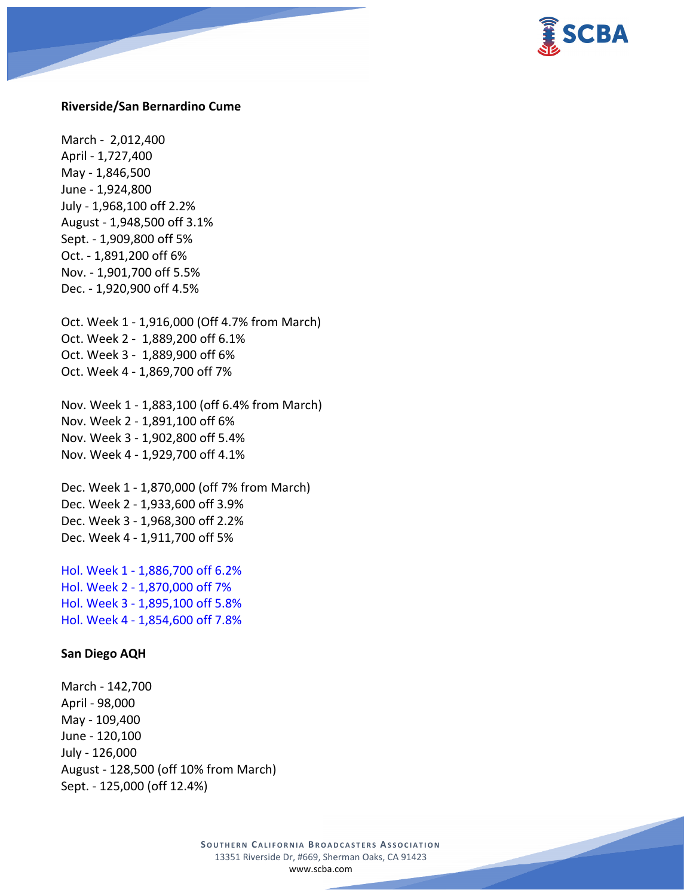**Riverside/San Bernardino Cume**

March - 2,012,400
April - 1,727,400
May - 1,846,500
June - 1,924,800
July - 1,968,100 off 2.2%
August - 1,948,500 off 3.1%
Sept. - 1,909,800 off 5%
Oct. - 1,891,200 off 6%
Nov. - 1,901,700 off 5.5%
Dec. - 1,920,900 off 4.5%

Oct. Week 1 - 1,916,000 (Off 4.7% from March)
Oct. Week 2 - 1,889,200 off 6.1%
Oct. Week 3 - 1,889,900 off 6%
Oct. Week 4 - 1,869,700 off 7%

Nov. Week 1 - 1,883,100 (off 6.4% from March)
Nov. Week 2 - 1,891,100 off 6%
Nov. Week 3 - 1,902,800 off 5.4%
Nov. Week 4 - 1,929,700 off 4.1%

Dec. Week 1 - 1,870,000 (off 7% from March)
Dec. Week 2 - 1,933,600 off 3.9%
Dec. Week 3 - 1,968,300 off 2.2%
Dec. Week 4 - 1,911,700 off 5%

Hol. Week 1 - 1,886,700 off 6.2%
Hol. Week 2 - 1,870,000 off 7%
Hol. Week 3 - 1,895,100 off 5.8%
Hol. Week 4 - 1,854,600 off 7.8%

**San Diego AQH**

March - 142,700
April - 98,000
May - 109,400
June - 120,100
July - 126,000
August - 128,500 (off 10% from March)
Sept. - 125,000 (off 12.4%)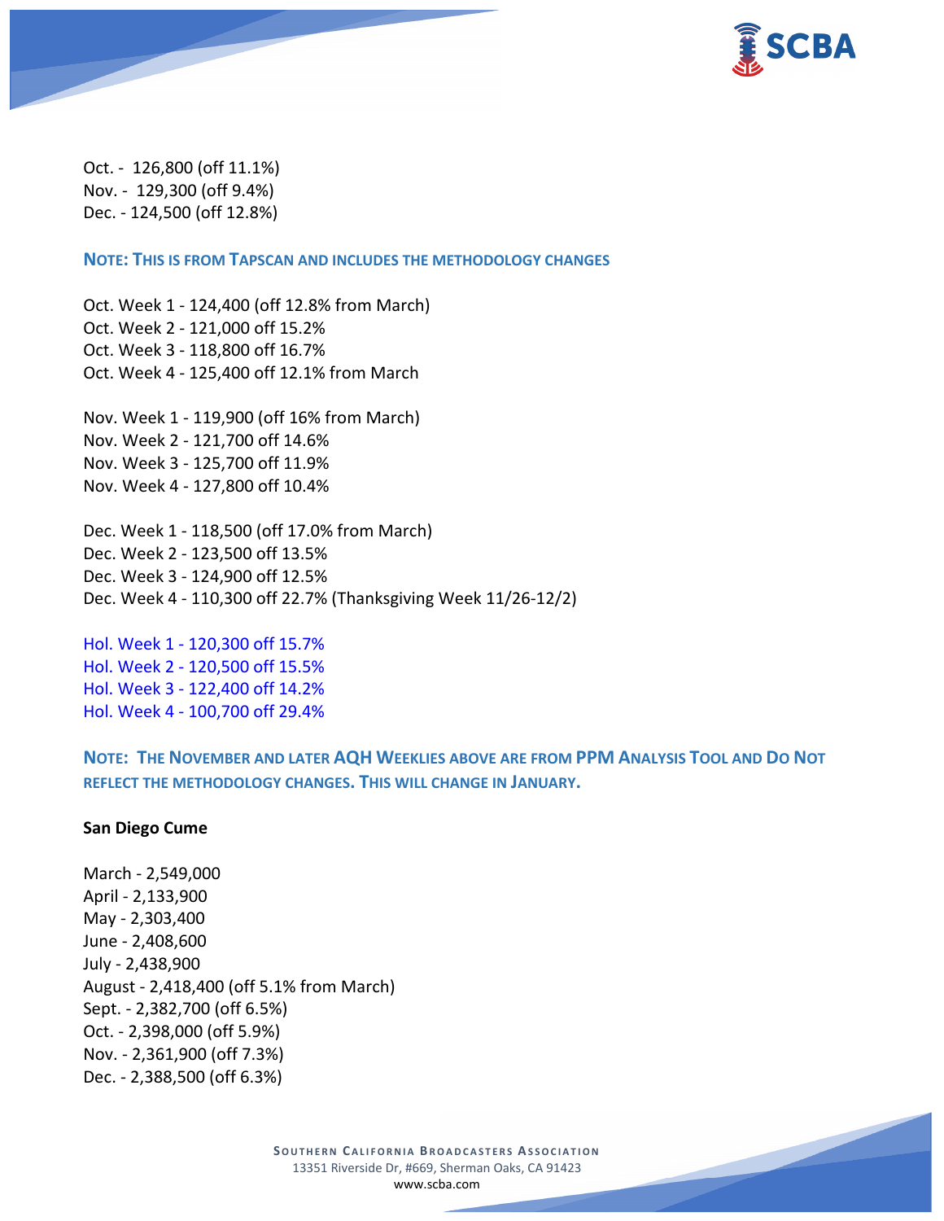Oct. - 126,800 (off 11.1%)
Nov. - 129,300 (off 9.4%)
Dec. - 124,500 (off 12.8%)

**NOTE: THIS IS FROM TAPSCAN AND INCLUDES THE METHODOLOGY CHANGES**

Oct. Week 1 - 124,400 (off 12.8% from March)
Oct. Week 2 - 121,000 off 15.2%
Oct. Week 3 - 118,800 off 16.7%
Oct. Week 4 - 125,400 off 12.1% from March

Nov. Week 1 - 119,900 (off 16% from March)
Nov. Week 2 - 121,700 off 14.6%
Nov. Week 3 - 125,700 off 11.9%
Nov. Week 4 - 127,800 off 10.4%

Dec. Week 1 - 118,500 (off 17.0% from March)
Dec. Week 2 - 123,500 off 13.5%
Dec. Week 3 - 124,900 off 12.5%
Dec. Week 4 - 110,300 off 22.7% (Thanksgiving Week 11/26-12/2)

Hol. Week 1 - 120,300 off 15.7%
Hol. Week 2 - 120,500 off 15.5%
Hol. Week 3 - 122,400 off 14.2%
Hol. Week 4 - 100,700 off 29.4%

**NOTE: THE NOVEMBER AND LATER AQH WEEKLIES ABOVE ARE FROM PPM ANALYSIS TOOL AND DO NOT REFLECT THE METHODOLOGY CHANGES. THIS WILL CHANGE IN JANUARY.**

**San Diego Cume**

March - 2,549,000
April - 2,133,900
May - 2,303,400
June - 2,408,600
July - 2,438,900
August - 2,418,400 (off 5.1% from March)
Sept. - 2,382,700 (off 6.5%)
Oct. - 2,398,000 (off 5.9%)
Nov. - 2,361,900 (off 7.3%)
Dec. - 2,388,500 (off 6.3%)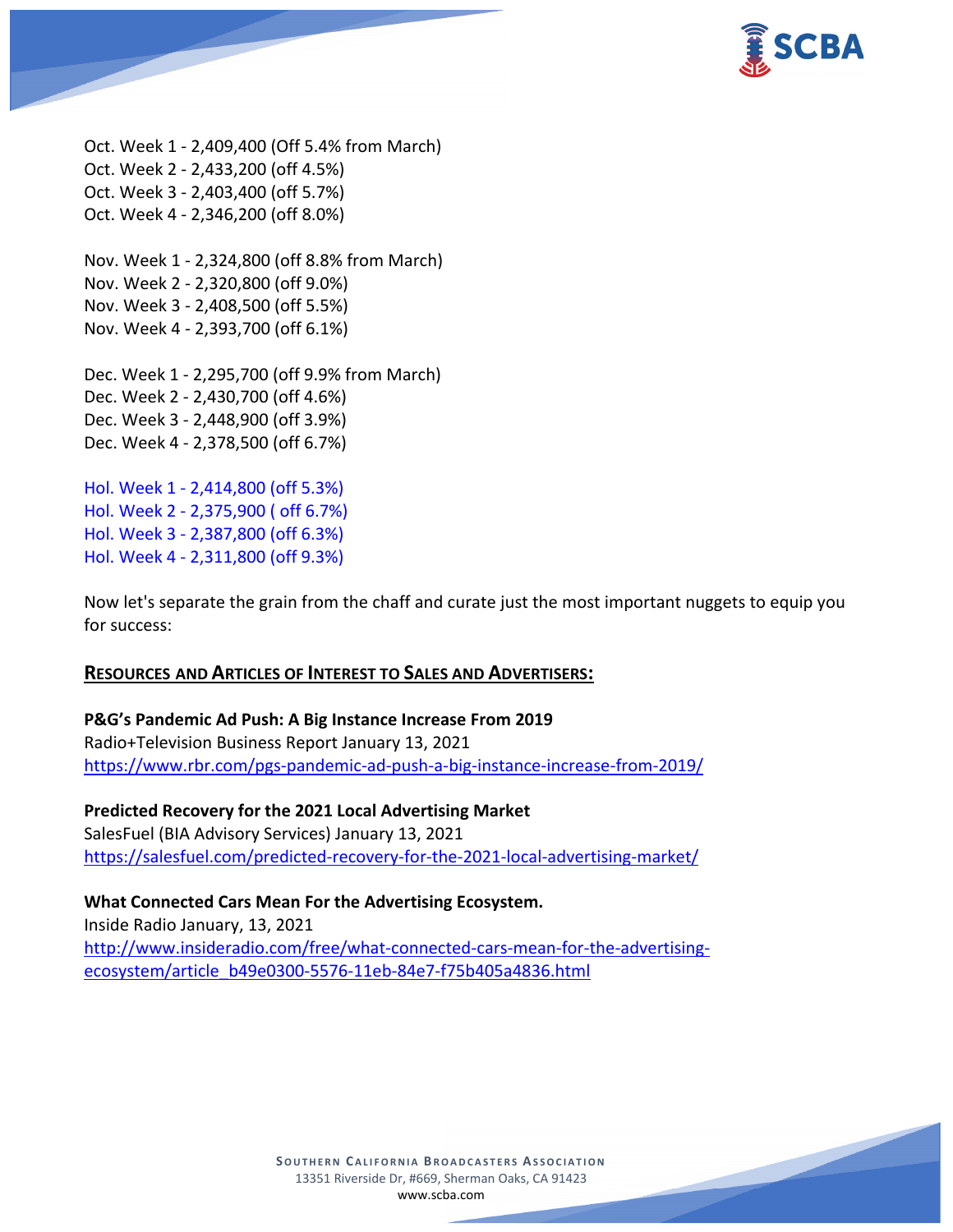Oct. Week 1 - 2,409,400 (Off 5.4% from March)
Oct. Week 2 - 2,433,200 (off 4.5%)
Oct. Week 3 - 2,403,400 (off 5.7%)
Oct. Week 4 - 2,346,200 (off 8.0%)

Nov. Week 1 - 2,324,800 (off 8.8% from March)
Nov. Week 2 - 2,320,800 (off 9.0%)
Nov. Week 3 - 2,408,500 (off 5.5%)
Nov. Week 4 - 2,393,700 (off 6.1%)

Dec. Week 1 - 2,295,700 (off 9.9% from March)
Dec. Week 2 - 2,430,700 (off 4.6%)
Dec. Week 3 - 2,448,900 (off 3.9%)
Dec. Week 4 - 2,378,500 (off 6.7%)

Hol. Week 1 - 2,414,800 (off 5.3%)
Hol. Week 2 - 2,375,900 ( off 6.7%)
Hol. Week 3 - 2,387,800 (off 6.3%)
Hol. Week 4 - 2,311,800 (off 9.3%)

Now let's separate the grain from the chaff and curate just the most important nuggets to equip you for success:

## RESOURCES AND ARTICLES OF INTEREST TO SALES AND ADVERTISERS:

**P&G's Pandemic Ad Push: A Big Instance Increase From 2019**
Radio+Television Business Report January 13, 2021
https://www.rbr.com/pgs-pandemic-ad-push-a-big-instance-increase-from-2019/

**Predicted Recovery for the 2021 Local Advertising Market**
SalesFuel (BIA Advisory Services) January 13, 2021
https://salesfuel.com/predicted-recovery-for-the-2021-local-advertising-market/

**What Connected Cars Mean For the Advertising Ecosystem.**
Inside Radio January, 13, 2021
http://www.insideradio.com/free/what-connected-cars-mean-for-the-advertising-ecosystem/article_b49e0300-5576-11eb-84e7-f75b405a4836.html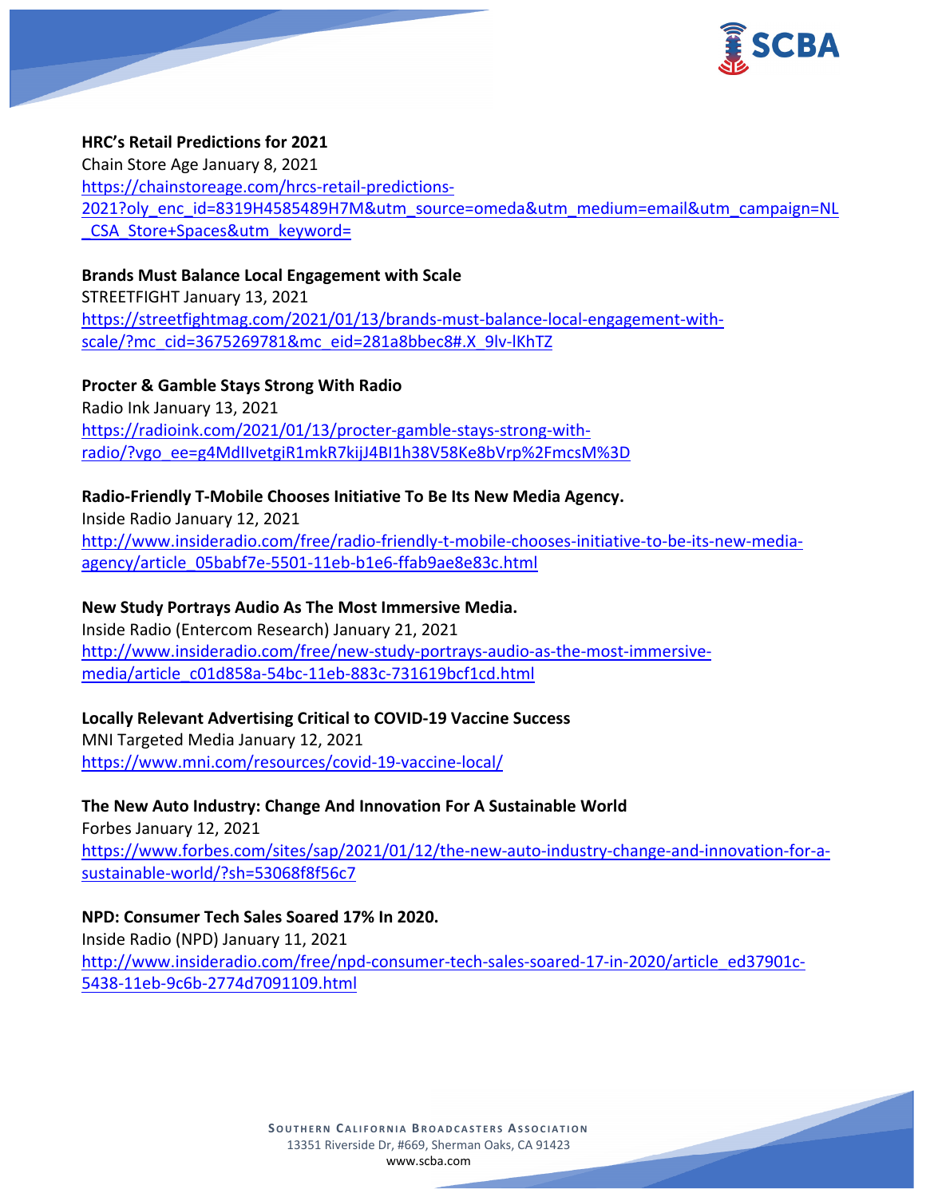**HRC's Retail Predictions for 2021**
Chain Store Age January 8, 2021
https://chainstoreage.com/hrcs-retail-predictions-2021?oly_enc_id=8319H4585489H7M&utm_source=omeda&utm_medium=email&utm_campaign=NL_CSA_Store+Spaces&utm_keyword=

**Brands Must Balance Local Engagement with Scale**
STREETFIGHT January 13, 2021
https://streetfightmag.com/2021/01/13/brands-must-balance-local-engagement-with-scale/?mc_cid=3675269781&mc_eid=281a8bbec8#.X_9lv-lKhTZ

**Procter & Gamble Stays Strong With Radio**
Radio Ink January 13, 2021
https://radioink.com/2021/01/13/procter-gamble-stays-strong-with-radio/?vgo_ee=g4MdIlvetgiR1mkR7kijJ4BI1h38V58Ke8bVrp%2FmcsM%3D

**Radio-Friendly T-Mobile Chooses Initiative To Be Its New Media Agency.**
Inside Radio January 12, 2021
http://www.insideradio.com/free/radio-friendly-t-mobile-chooses-initiative-to-be-its-new-media-agency/article_05babf7e-5501-11eb-b1e6-ffab9ae8e83c.html

**New Study Portrays Audio As The Most Immersive Media.**
Inside Radio (Entercom Research) January 21, 2021
http://www.insideradio.com/free/new-study-portrays-audio-as-the-most-immersive-media/article_c01d858a-54bc-11eb-883c-731619bcf1cd.html

**Locally Relevant Advertising Critical to COVID-19 Vaccine Success**
MNI Targeted Media January 12, 2021
https://www.mni.com/resources/covid-19-vaccine-local/

**The New Auto Industry: Change And Innovation For A Sustainable World**
Forbes January 12, 2021
https://www.forbes.com/sites/sap/2021/01/12/the-new-auto-industry-change-and-innovation-for-a-sustainable-world/?sh=53068f8f56c7

**NPD: Consumer Tech Sales Soared 17% In 2020.**
Inside Radio (NPD) January 11, 2021
http://www.insideradio.com/free/npd-consumer-tech-sales-soared-17-in-2020/article_ed37901c-5438-11eb-9c6b-2774d7091109.html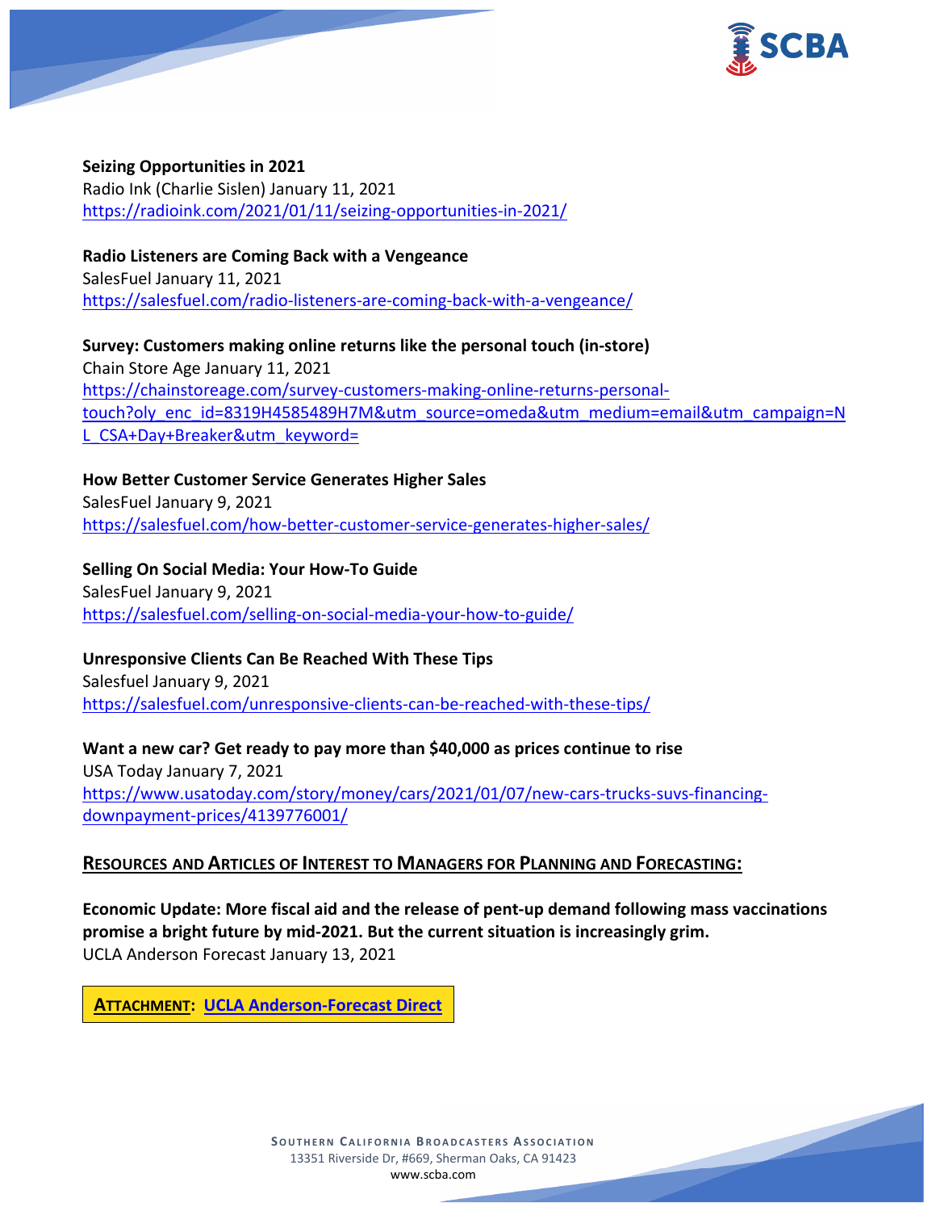**Seizing Opportunities in 2021**
Radio Ink (Charlie Sislen) January 11, 2021
https://radioink.com/2021/01/11/seizing-opportunities-in-2021/

**Radio Listeners are Coming Back with a Vengeance**
SalesFuel January 11, 2021
https://salesfuel.com/radio-listeners-are-coming-back-with-a-vengeance/

**Survey: Customers making online returns like the personal touch (in-store)**
Chain Store Age January 11, 2021
https://chainstoreage.com/survey-customers-making-online-returns-personal-touch?oly_enc_id=8319H4585489H7M&utm_source=omeda&utm_medium=email&utm_campaign=NL_CSA+Day+Breaker&utm_keyword=

**How Better Customer Service Generates Higher Sales**
SalesFuel January 9, 2021
https://salesfuel.com/how-better-customer-service-generates-higher-sales/

**Selling On Social Media: Your How-To Guide**
SalesFuel January 9, 2021
https://salesfuel.com/selling-on-social-media-your-how-to-guide/

**Unresponsive Clients Can Be Reached With These Tips**
Salesfuel January 9, 2021
https://salesfuel.com/unresponsive-clients-can-be-reached-with-these-tips/

**Want a new car? Get ready to pay more than $40,000 as prices continue to rise**
USA Today January 7, 2021
https://www.usatoday.com/story/money/cars/2021/01/07/new-cars-trucks-suvs-financing-downpayment-prices/4139776001/

## RESOURCES AND ARTICLES OF INTEREST TO MANAGERS FOR PLANNING AND FORECASTING:

**Economic Update: More fiscal aid and the release of pent-up demand following mass vaccinations promise a bright future by mid-2021. But the current situation is increasingly grim.**
UCLA Anderson Forecast January 13, 2021

**ATTACHMENT: UCLA Anderson-Forecast Direct**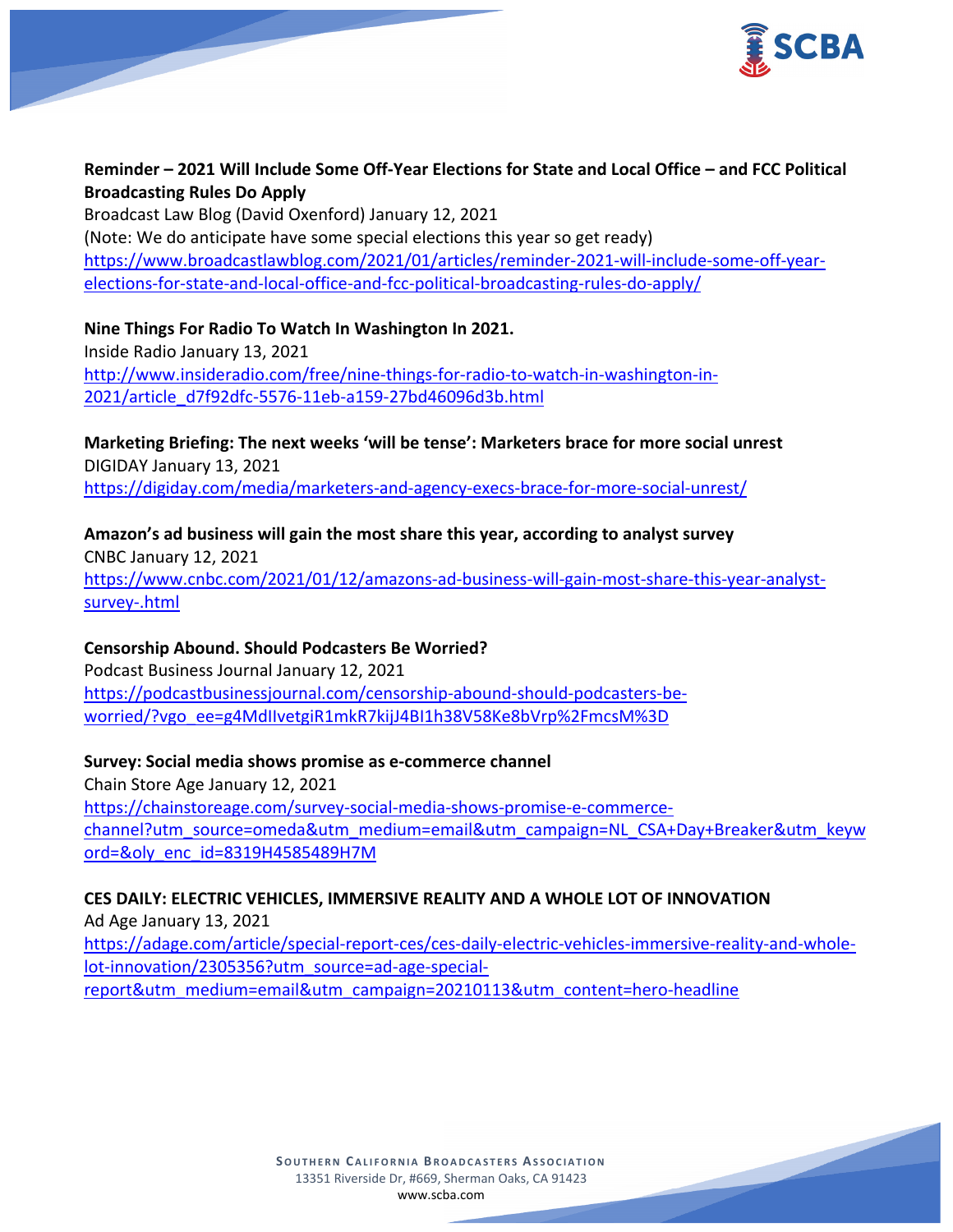**Reminder – 2021 Will Include Some Off-Year Elections for State and Local Office – and FCC Political Broadcasting Rules Do Apply**
Broadcast Law Blog (David Oxenford) January 12, 2021
(Note: We do anticipate have some special elections this year so get ready)
https://www.broadcastlawblog.com/2021/01/articles/reminder-2021-will-include-some-off-year-elections-for-state-and-local-office-and-fcc-political-broadcasting-rules-do-apply/

**Nine Things For Radio To Watch In Washington In 2021.**
Inside Radio January 13, 2021
http://www.insideradio.com/free/nine-things-for-radio-to-watch-in-washington-in-2021/article_d7f92dfc-5576-11eb-a159-27bd46096d3b.html

**Marketing Briefing: The next weeks 'will be tense': Marketers brace for more social unrest**
DIGIDAY January 13, 2021
https://digiday.com/media/marketers-and-agency-execs-brace-for-more-social-unrest/

**Amazon's ad business will gain the most share this year, according to analyst survey**
CNBC January 12, 2021
https://www.cnbc.com/2021/01/12/amazons-ad-business-will-gain-most-share-this-year-analyst-survey-.html

**Censorship Abound. Should Podcasters Be Worried?**
Podcast Business Journal January 12, 2021
https://podcastbusinessjournal.com/censorship-abound-should-podcasters-be-worried/?vgo_ee=g4MdIIvetgiR1mkR7kijJ4BI1h38V58Ke8bVrp%2FmcsM%3D

**Survey: Social media shows promise as e-commerce channel**
Chain Store Age January 12, 2021
https://chainstoreage.com/survey-social-media-shows-promise-e-commerce-channel?utm_source=omeda&utm_medium=email&utm_campaign=NL_CSA+Day+Breaker&utm_keyword=&oly_enc_id=8319H4585489H7M

**CES DAILY: ELECTRIC VEHICLES, IMMERSIVE REALITY AND A WHOLE LOT OF INNOVATION**
Ad Age January 13, 2021
https://adage.com/article/special-report-ces/ces-daily-electric-vehicles-immersive-reality-and-whole-lot-innovation/2305356?utm_source=ad-age-special-report&utm_medium=email&utm_campaign=20210113&utm_content=hero-headline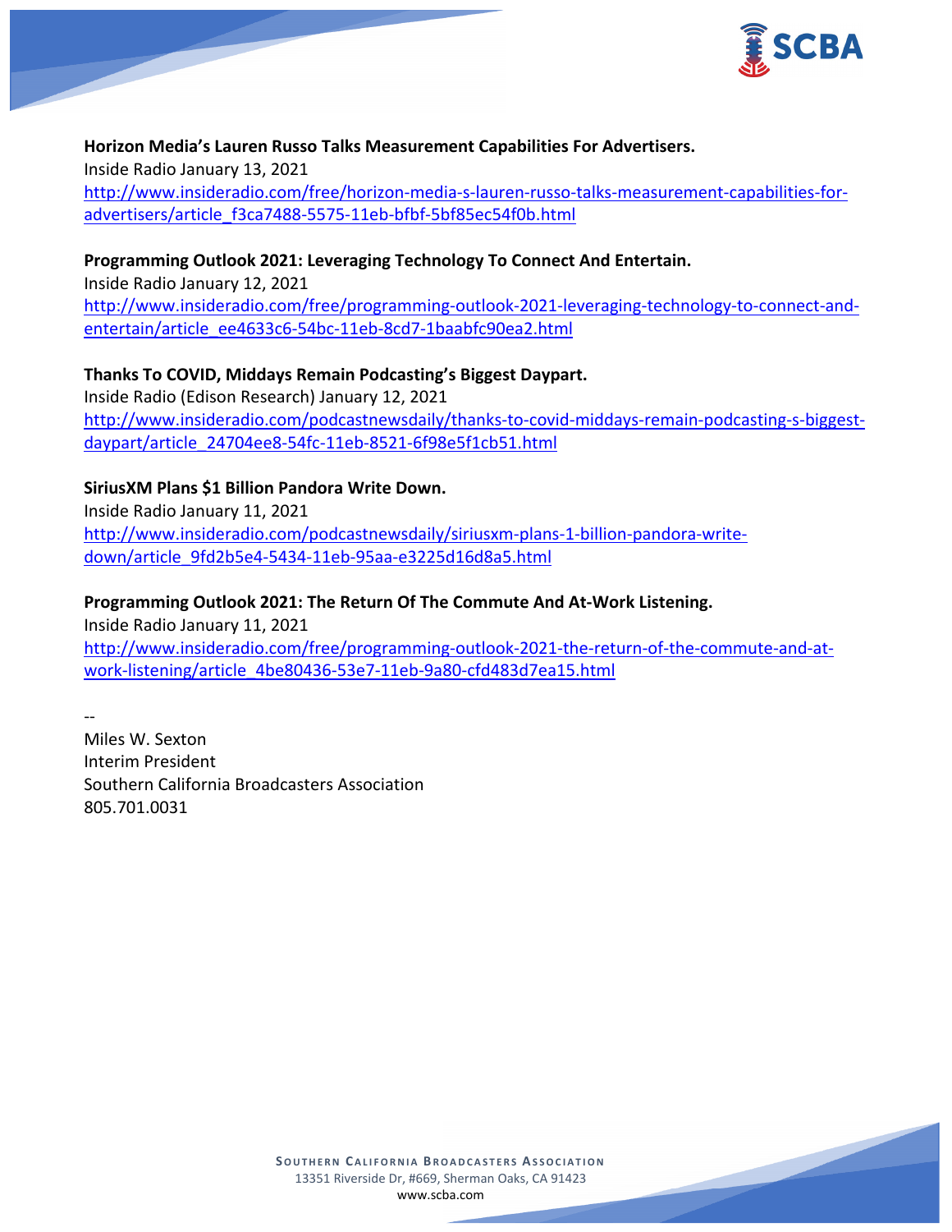**Horizon Media's Lauren Russo Talks Measurement Capabilities For Advertisers.**
Inside Radio January 13, 2021
http://www.insideradio.com/free/horizon-media-s-lauren-russo-talks-measurement-capabilities-for-advertisers/article_f3ca7488-5575-11eb-bfbf-5bf85ec54f0b.html

**Programming Outlook 2021: Leveraging Technology To Connect And Entertain.**
Inside Radio January 12, 2021
http://www.insideradio.com/free/programming-outlook-2021-leveraging-technology-to-connect-and-entertain/article_ee4633c6-54bc-11eb-8cd7-1baabfc90ea2.html

**Thanks To COVID, Middays Remain Podcasting's Biggest Daypart.**
Inside Radio (Edison Research) January 12, 2021
http://www.insideradio.com/podcastnewsdaily/thanks-to-covid-middays-remain-podcasting-s-biggest-daypart/article_24704ee8-54fc-11eb-8521-6f98e5f1cb51.html

**SiriusXM Plans $1 Billion Pandora Write Down.**
Inside Radio January 11, 2021
http://www.insideradio.com/podcastnewsdaily/siriusxm-plans-1-billion-pandora-write-down/article_9fd2b5e4-5434-11eb-95aa-e3225d16d8a5.html

**Programming Outlook 2021: The Return Of The Commute And At-Work Listening.**
Inside Radio January 11, 2021
http://www.insideradio.com/free/programming-outlook-2021-the-return-of-the-commute-and-at-work-listening/article_4be80436-53e7-11eb-9a80-cfd483d7ea15.html

--
Miles W. Sexton
Interim President
Southern California Broadcasters Association
805.701.0031